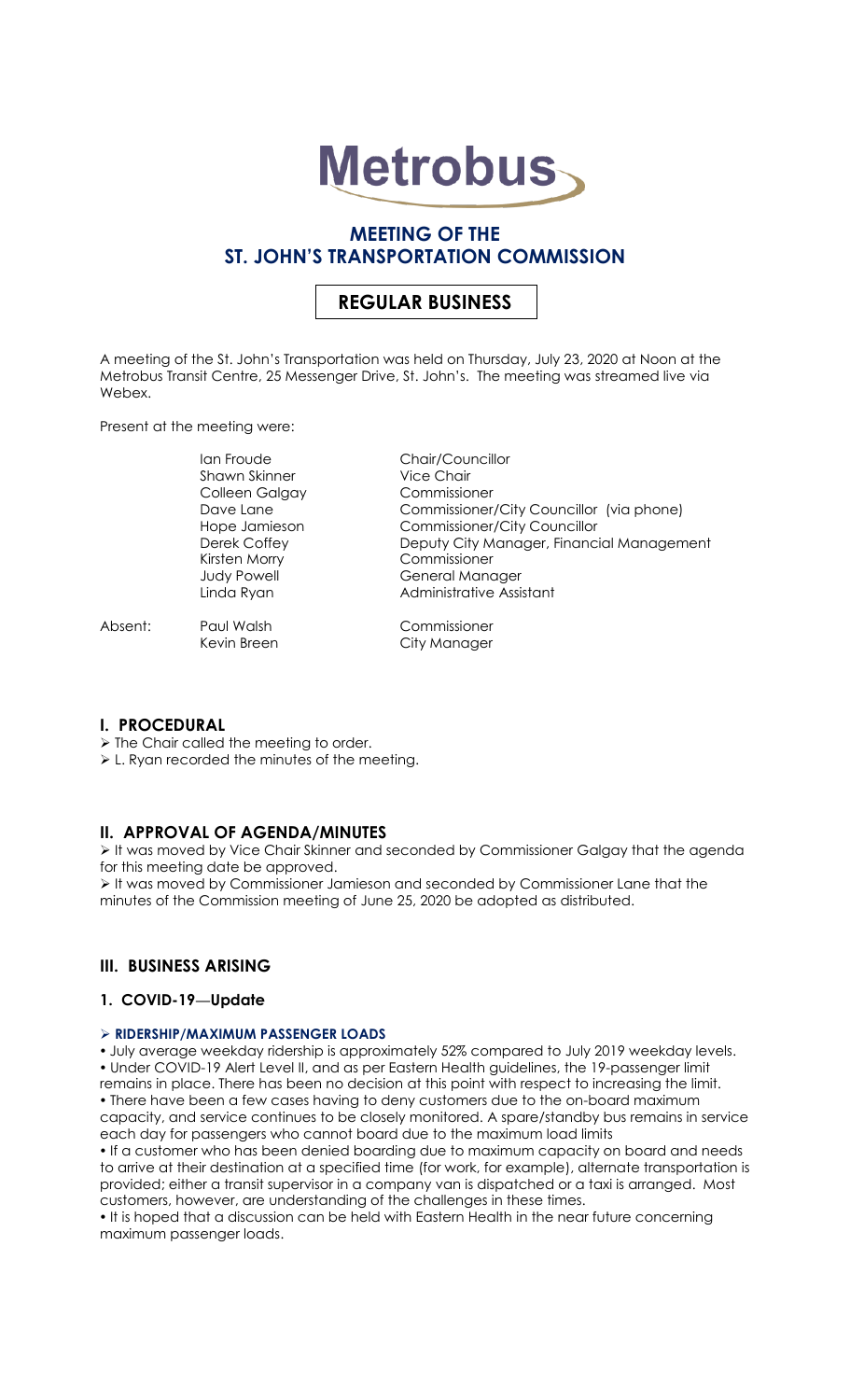# Metrobus

## MEETING OF THE ST. JOHN'S TRANSPORTATION COMMISSION

## REGULAR BUSINESS

A meeting of the St. John's Transportation was held on Thursday, July 23, 2020 at Noon at the Metrobus Transit Centre, 25 Messenger Drive, St. John's. The meeting was streamed live via Webex.

Present at the meeting were:

| | | |
|---|---|---|
| | Ian Froude | Chair/Councillor |
| | Shawn Skinner | Vice Chair |
| | Colleen Galgay | Commissioner |
| | Dave Lane | Commissioner/City Councillor (via phone) |
| | Hope Jamieson | Commissioner/City Councillor |
| | Derek Coffey | Deputy City Manager, Financial Management |
| | Kirsten Morry | Commissioner |
| | Judy Powell | General Manager |
| | Linda Ryan | Administrative Assistant |
| Absent: | Paul Walsh | Commissioner |
| | Kevin Breen | City Manager |

### I. PROCEDURAL

- The Chair called the meeting to order.
- L. Ryan recorded the minutes of the meeting.

### II. APPROVAL OF AGENDA/MINUTES

- It was moved by Vice Chair Skinner and seconded by Commissioner Galgay that the agenda for this meeting date be approved.
- It was moved by Commissioner Jamieson and seconded by Commissioner Lane that the minutes of the Commission meeting of June 25, 2020 be adopted as distributed.

### III. BUSINESS ARISING

#### 1. COVID-19—Update

**RIDERSHIP/MAXIMUM PASSENGER LOADS**

- July average weekday ridership is approximately 52% compared to July 2019 weekday levels.
- Under COVID-19 Alert Level II, and as per Eastern Health guidelines, the 19-passenger limit remains in place. There has been no decision at this point with respect to increasing the limit.
- There have been a few cases having to deny customers due to the on-board maximum capacity, and service continues to be closely monitored. A spare/standby bus remains in service each day for passengers who cannot board due to the maximum load limits
- If a customer who has been denied boarding due to maximum capacity on board and needs to arrive at their destination at a specified time (for work, for example), alternate transportation is provided; either a transit supervisor in a company van is dispatched or a taxi is arranged. Most customers, however, are understanding of the challenges in these times.
- It is hoped that a discussion can be held with Eastern Health in the near future concerning maximum passenger loads.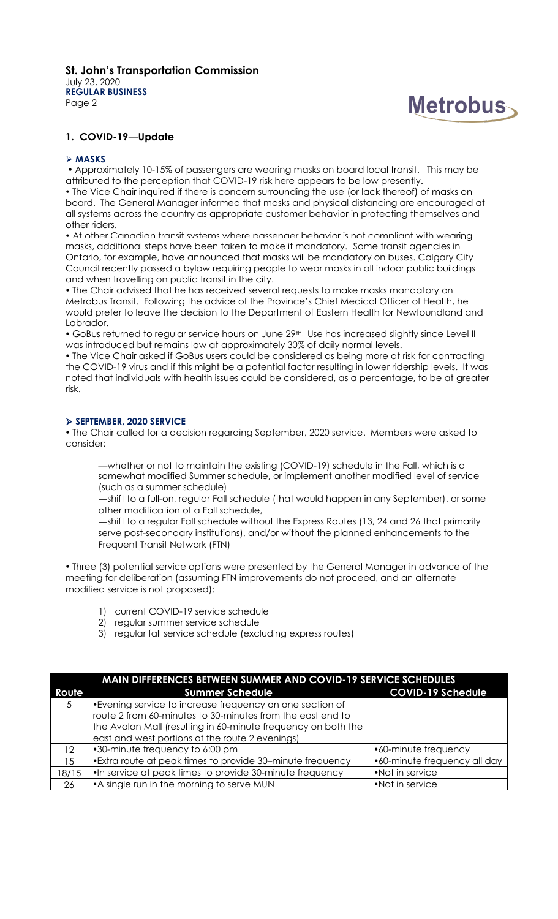## 1. COVID-19—Update

### ➢ MASKS

- Approximately 10-15% of passengers are wearing masks on board local transit. This may be attributed to the perception that COVID-19 risk here appears to be low presently.
- The Vice Chair inquired if there is concern surrounding the use (or lack thereof) of masks on board. The General Manager informed that masks and physical distancing are encouraged at all systems across the country as appropriate customer behavior in protecting themselves and other riders.
- At other Canadian transit systems where passenger behavior is not compliant with wearing masks, additional steps have been taken to make it mandatory. Some transit agencies in Ontario, for example, have announced that masks will be mandatory on buses. Calgary City Council recently passed a bylaw requiring people to wear masks in all indoor public buildings and when travelling on public transit in the city.
- The Chair advised that he has received several requests to make masks mandatory on Metrobus Transit. Following the advice of the Province's Chief Medical Officer of Health, he would prefer to leave the decision to the Department of Eastern Health for Newfoundland and Labrador.
- GoBus returned to regular service hours on June 29th. Use has increased slightly since Level II was introduced but remains low at approximately 30% of daily normal levels.
- The Vice Chair asked if GoBus users could be considered as being more at risk for contracting the COVID-19 virus and if this might be a potential factor resulting in lower ridership levels. It was noted that individuals with health issues could be considered, as a percentage, to be at greater risk.

### ➢ SEPTEMBER, 2020 SERVICE

- The Chair called for a decision regarding September, 2020 service. Members were asked to consider:

  —whether or not to maintain the existing (COVID-19) schedule in the Fall, which is a somewhat modified Summer schedule, or implement another modified level of service (such as a summer schedule)

  —shift to a full-on, regular Fall schedule (that would happen in any September), or some other modification of a Fall schedule,

  —shift to a regular Fall schedule without the Express Routes (13, 24 and 26 that primarily serve post-secondary institutions), and/or without the planned enhancements to the Frequent Transit Network (FTN)

- Three (3) potential service options were presented by the General Manager in advance of the meeting for deliberation (assuming FTN improvements do not proceed, and an alternate modified service is not proposed):

  1) current COVID-19 service schedule
  2) regular summer service schedule
  3) regular fall service schedule (excluding express routes)

| MAIN DIFFERENCES BETWEEN SUMMER AND COVID-19 SERVICE SCHEDULES | | |
|---|---|---|
| **Route** | **Summer Schedule** | **COVID-19 Schedule** |
| 5 | •Evening service to increase frequency on one section of route 2 from 60-minutes to 30-minutes from the east end to the Avalon Mall (resulting in 60-minute frequency on both the east and west portions of the route 2 evenings) | |
| 12 | •30-minute frequency to 6:00 pm | •60-minute frequency |
| 15 | •Extra route at peak times to provide 30–minute frequency | •60-minute frequency all day |
| 18/15 | •In service at peak times to provide 30-minute frequency | •Not in service |
| 26 | •A single run in the morning to serve MUN | •Not in service |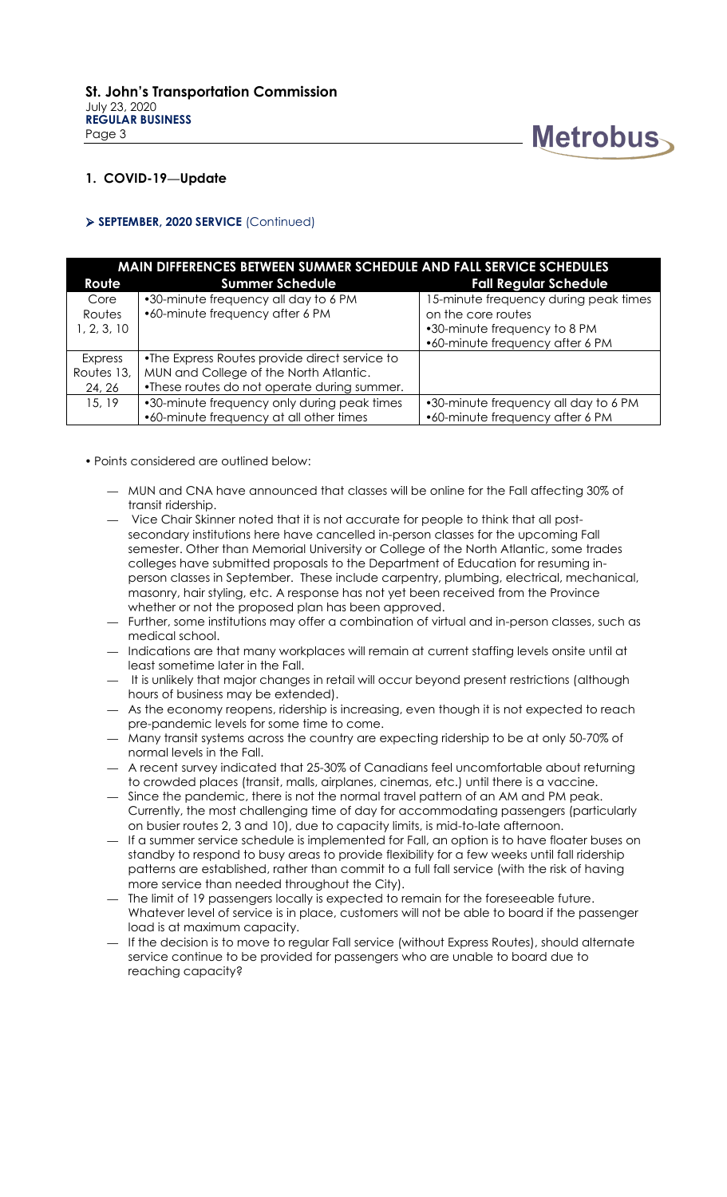## 1. COVID-19—Update

➢ **SEPTEMBER, 2020 SERVICE** (Continued)

| MAIN DIFFERENCES BETWEEN SUMMER SCHEDULE AND FALL SERVICE SCHEDULES | | |
|---|---|---|
| **Route** | **Summer Schedule** | **Fall Regular Schedule** |
| Core Routes 1, 2, 3, 10 | •30-minute frequency all day to 6 PM<br>•60-minute frequency after 6 PM | 15-minute frequency during peak times on the core routes<br>•30-minute frequency to 8 PM<br>•60-minute frequency after 6 PM |
| Express Routes 13, 24, 26 | •The Express Routes provide direct service to MUN and College of the North Atlantic.<br>•These routes do not operate during summer. | |
| 15, 19 | •30-minute frequency only during peak times<br>•60-minute frequency at all other times | •30-minute frequency all day to 6 PM<br>•60-minute frequency after 6 PM |

- Points considered are outlined below:
  - MUN and CNA have announced that classes will be online for the Fall affecting 30% of transit ridership.
  - Vice Chair Skinner noted that it is not accurate for people to think that all post-secondary institutions here have cancelled in-person classes for the upcoming Fall semester. Other than Memorial University or College of the North Atlantic, some trades colleges have submitted proposals to the Department of Education for resuming in-person classes in September. These include carpentry, plumbing, electrical, mechanical, masonry, hair styling, etc. A response has not yet been received from the Province whether or not the proposed plan has been approved.
  - Further, some institutions may offer a combination of virtual and in-person classes, such as medical school.
  - Indications are that many workplaces will remain at current staffing levels onsite until at least sometime later in the Fall.
  - It is unlikely that major changes in retail will occur beyond present restrictions (although hours of business may be extended).
  - As the economy reopens, ridership is increasing, even though it is not expected to reach pre-pandemic levels for some time to come.
  - Many transit systems across the country are expecting ridership to be at only 50-70% of normal levels in the Fall.
  - A recent survey indicated that 25-30% of Canadians feel uncomfortable about returning to crowded places (transit, malls, airplanes, cinemas, etc.) until there is a vaccine.
  - Since the pandemic, there is not the normal travel pattern of an AM and PM peak. Currently, the most challenging time of day for accommodating passengers (particularly on busier routes 2, 3 and 10), due to capacity limits, is mid-to-late afternoon.
  - If a summer service schedule is implemented for Fall, an option is to have floater buses on standby to respond to busy areas to provide flexibility for a few weeks until fall ridership patterns are established, rather than commit to a full fall service (with the risk of having more service than needed throughout the City).
  - The limit of 19 passengers locally is expected to remain for the foreseeable future. Whatever level of service is in place, customers will not be able to board if the passenger load is at maximum capacity.
  - If the decision is to move to regular Fall service (without Express Routes), should alternate service continue to be provided for passengers who are unable to board due to reaching capacity?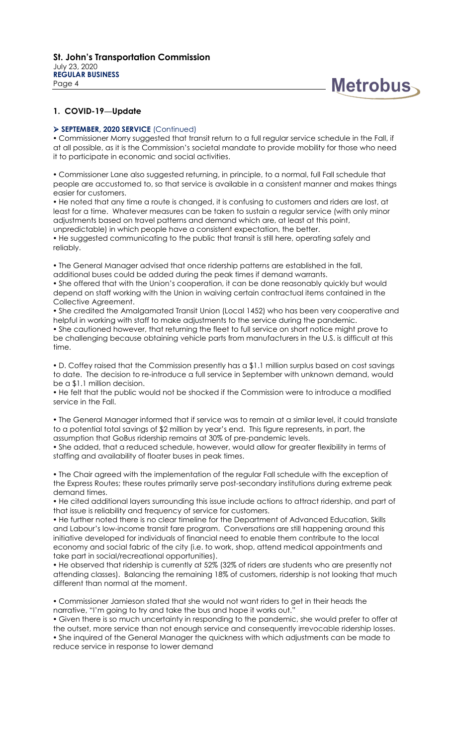## 1. COVID-19—Update

### ➢ SEPTEMBER, 2020 SERVICE (Continued)

• Commissioner Morry suggested that transit return to a full regular service schedule in the Fall, if at all possible, as it is the Commission's societal mandate to provide mobility for those who need it to participate in economic and social activities.

• Commissioner Lane also suggested returning, in principle, to a normal, full Fall schedule that people are accustomed to, so that service is available in a consistent manner and makes things easier for customers.

• He noted that any time a route is changed, it is confusing to customers and riders are lost, at least for a time. Whatever measures can be taken to sustain a regular service (with only minor adjustments based on travel patterns and demand which are, at least at this point, unpredictable) in which people have a consistent expectation, the better.

• He suggested communicating to the public that transit is still here, operating safely and reliably.

• The General Manager advised that once ridership patterns are established in the fall, additional buses could be added during the peak times if demand warrants.

• She offered that with the Union's cooperation, it can be done reasonably quickly but would depend on staff working with the Union in waiving certain contractual items contained in the Collective Agreement.

• She credited the Amalgamated Transit Union (Local 1452) who has been very cooperative and helpful in working with staff to make adjustments to the service during the pandemic.

• She cautioned however, that returning the fleet to full service on short notice might prove to be challenging because obtaining vehicle parts from manufacturers in the U.S. is difficult at this time.

• D. Coffey raised that the Commission presently has a $1.1 million surplus based on cost savings to date. The decision to re-introduce a full service in September with unknown demand, would be a $1.1 million decision.

• He felt that the public would not be shocked if the Commission were to introduce a modified service in the Fall.

• The General Manager informed that if service was to remain at a similar level, it could translate to a potential total savings of $2 million by year's end. This figure represents, in part, the assumption that GoBus ridership remains at 30% of pre-pandemic levels.

• She added, that a reduced schedule, however, would allow for greater flexibility in terms of staffing and availability of floater buses in peak times.

• The Chair agreed with the implementation of the regular Fall schedule with the exception of the Express Routes; these routes primarily serve post-secondary institutions during extreme peak demand times.

• He cited additional layers surrounding this issue include actions to attract ridership, and part of that issue is reliability and frequency of service for customers.

• He further noted there is no clear timeline for the Department of Advanced Education, Skills and Labour's low-income transit fare program. Conversations are still happening around this initiative developed for individuals of financial need to enable them contribute to the local economy and social fabric of the city (i.e. to work, shop, attend medical appointments and take part in social/recreational opportunities).

• He observed that ridership is currently at 52% (32% of riders are students who are presently not attending classes). Balancing the remaining 18% of customers, ridership is not looking that much different than normal at the moment.

• Commissioner Jamieson stated that she would not want riders to get in their heads the narrative, "I'm going to try and take the bus and hope it works out."

• Given there is so much uncertainty in responding to the pandemic, she would prefer to offer at the outset, more service than not enough service and consequently irrevocable ridership losses.

• She inquired of the General Manager the quickness with which adjustments can be made to reduce service in response to lower demand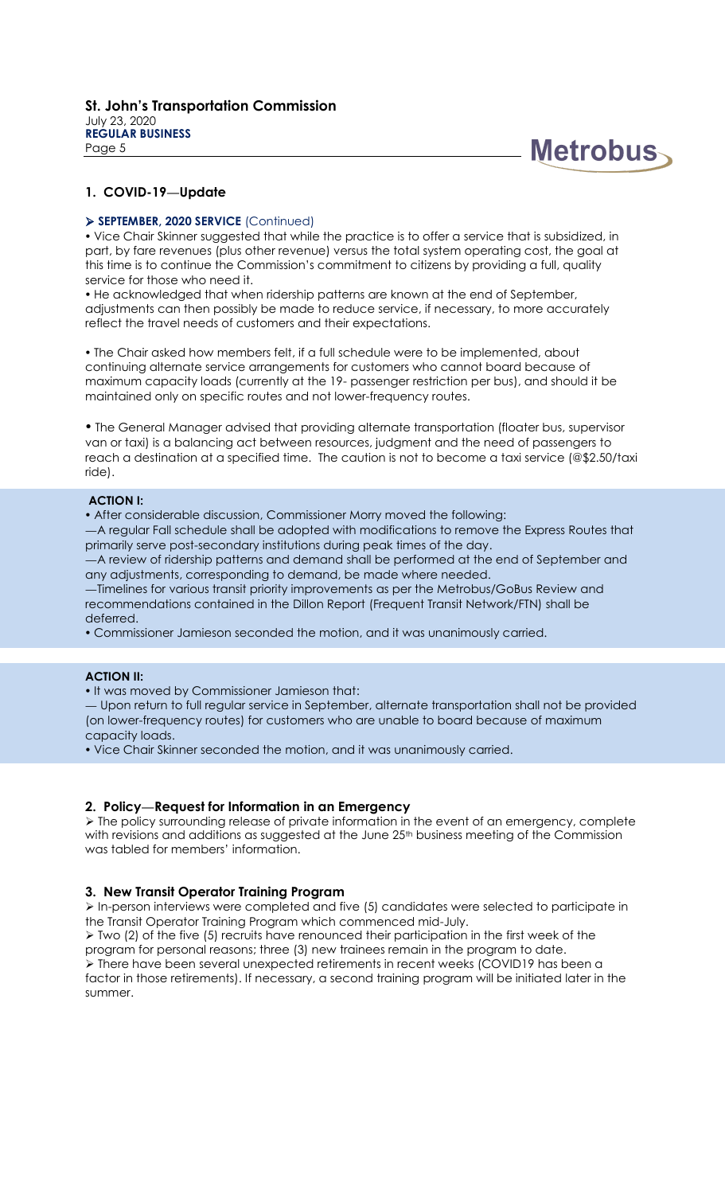## 1. COVID-19—Update

➢ **SEPTEMBER, 2020 SERVICE** (Continued)

• Vice Chair Skinner suggested that while the practice is to offer a service that is subsidized, in part, by fare revenues (plus other revenue) versus the total system operating cost, the goal at this time is to continue the Commission's commitment to citizens by providing a full, quality service for those who need it.

• He acknowledged that when ridership patterns are known at the end of September, adjustments can then possibly be made to reduce service, if necessary, to more accurately reflect the travel needs of customers and their expectations.

• The Chair asked how members felt, if a full schedule were to be implemented, about continuing alternate service arrangements for customers who cannot board because of maximum capacity loads (currently at the 19- passenger restriction per bus), and should it be maintained only on specific routes and not lower-frequency routes.

• The General Manager advised that providing alternate transportation (floater bus, supervisor van or taxi) is a balancing act between resources, judgment and the need of passengers to reach a destination at a specified time. The caution is not to become a taxi service (@$2.50/taxi ride).

**ACTION I:**

• After considerable discussion, Commissioner Morry moved the following:

—A regular Fall schedule shall be adopted with modifications to remove the Express Routes that primarily serve post-secondary institutions during peak times of the day.

—A review of ridership patterns and demand shall be performed at the end of September and any adjustments, corresponding to demand, be made where needed.

—Timelines for various transit priority improvements as per the Metrobus/GoBus Review and recommendations contained in the Dillon Report (Frequent Transit Network/FTN) shall be deferred.

• Commissioner Jamieson seconded the motion, and it was unanimously carried.

**ACTION II:**

• It was moved by Commissioner Jamieson that:

— Upon return to full regular service in September, alternate transportation shall not be provided (on lower-frequency routes) for customers who are unable to board because of maximum capacity loads.

• Vice Chair Skinner seconded the motion, and it was unanimously carried.

## 2. Policy—Request for Information in an Emergency

➢ The policy surrounding release of private information in the event of an emergency, complete with revisions and additions as suggested at the June 25th business meeting of the Commission was tabled for members' information.

## 3. New Transit Operator Training Program

➢ In-person interviews were completed and five (5) candidates were selected to participate in the Transit Operator Training Program which commenced mid-July.

➢ Two (2) of the five (5) recruits have renounced their participation in the first week of the program for personal reasons; three (3) new trainees remain in the program to date.

➢ There have been several unexpected retirements in recent weeks (COVID19 has been a factor in those retirements). If necessary, a second training program will be initiated later in the summer.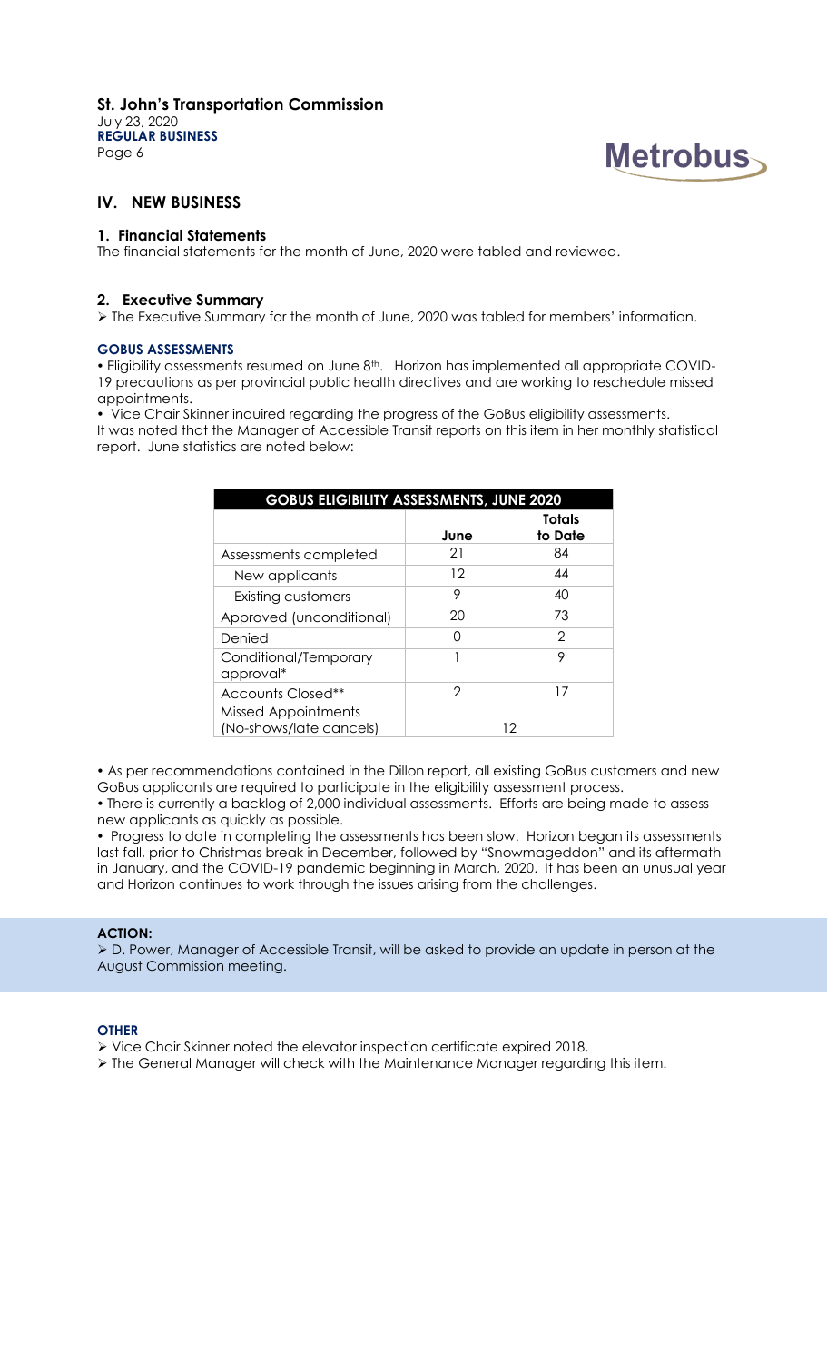## IV. NEW BUSINESS

### 1. Financial Statements

The financial statements for the month of June, 2020 were tabled and reviewed.

### 2. Executive Summary

➢ The Executive Summary for the month of June, 2020 was tabled for members' information.

**GOBUS ASSESSMENTS**

• Eligibility assessments resumed on June 8th. Horizon has implemented all appropriate COVID-19 precautions as per provincial public health directives and are working to reschedule missed appointments.

• Vice Chair Skinner inquired regarding the progress of the GoBus eligibility assessments. It was noted that the Manager of Accessible Transit reports on this item in her monthly statistical report. June statistics are noted below:

| GOBUS ELIGIBILITY ASSESSMENTS, JUNE 2020 | | |
|---|---|---|
| | June | Totals to Date |
| Assessments completed | 21 | 84 |
| New applicants | 12 | 44 |
| Existing customers | 9 | 40 |
| Approved (unconditional) | 20 | 73 |
| Denied | 0 | 2 |
| Conditional/Temporary approval* | 1 | 9 |
| Accounts Closed** | 2 | 17 |
| Missed Appointments (No-shows/late cancels) | 12 | |

• As per recommendations contained in the Dillon report, all existing GoBus customers and new GoBus applicants are required to participate in the eligibility assessment process.

• There is currently a backlog of 2,000 individual assessments. Efforts are being made to assess new applicants as quickly as possible.

• Progress to date in completing the assessments has been slow. Horizon began its assessments last fall, prior to Christmas break in December, followed by "Snowmageddon" and its aftermath in January, and the COVID-19 pandemic beginning in March, 2020. It has been an unusual year and Horizon continues to work through the issues arising from the challenges.

**ACTION:**

➢ D. Power, Manager of Accessible Transit, will be asked to provide an update in person at the August Commission meeting.

**OTHER**

➢ Vice Chair Skinner noted the elevator inspection certificate expired 2018.

➢ The General Manager will check with the Maintenance Manager regarding this item.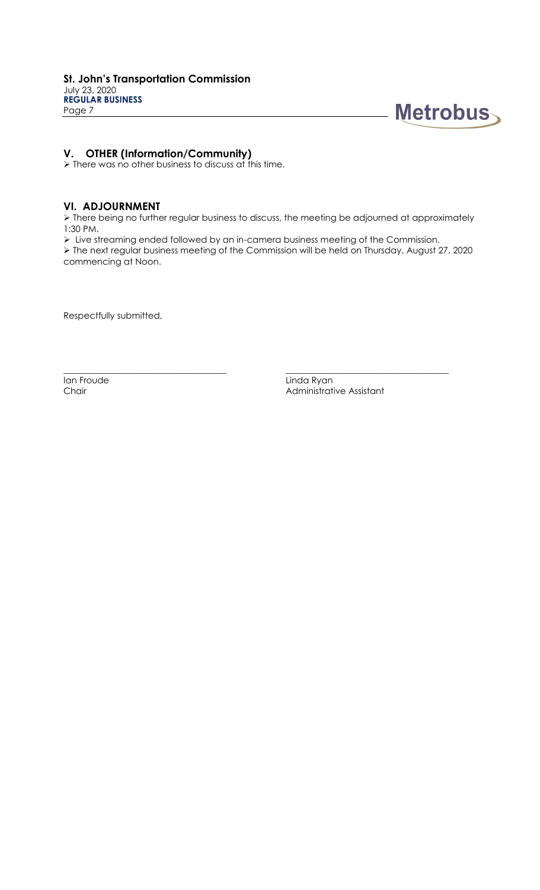## V. OTHER (Information/Community)

- There was no other business to discuss at this time.

## VI. ADJOURNMENT

- There being no further regular business to discuss, the meeting be adjourned at approximately 1:30 PM.
- Live streaming ended followed by an in-camera business meeting of the Commission.
- The next regular business meeting of the Commission will be held on Thursday, August 27, 2020 commencing at Noon.

Respectfully submitted,

| | |
|---|---|
| \_\_\_\_\_\_\_\_\_\_\_\_\_\_\_\_\_\_\_\_\_\_\_\_\_\_\_\_\_\_\_\_\_ | \_\_\_\_\_\_\_\_\_\_\_\_\_\_\_\_\_\_\_\_\_\_\_\_\_\_\_\_\_\_\_\_\_ |
| Ian Froude | Linda Ryan |
| Chair | Administrative Assistant |